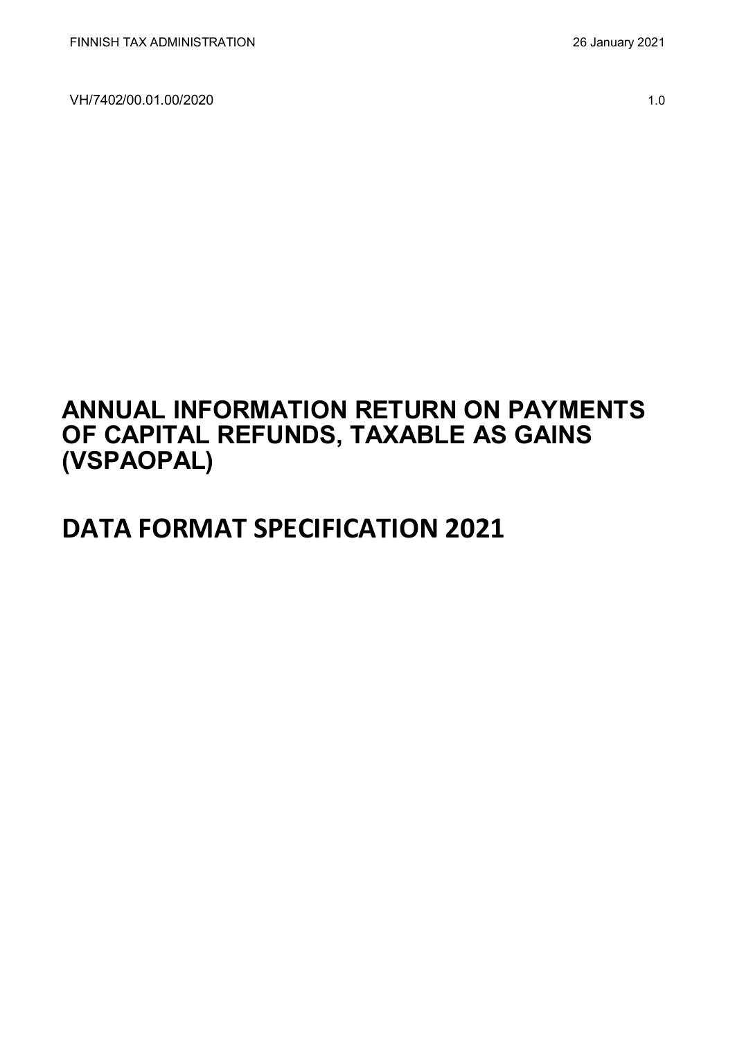FINNISH TAX ADMINISTRATION 26 January 2021

VH/7402/00.01.00/2020 1.0

# ANNUAL INFORMATION RETURN ON PAYMENTS OF CAPITAL REFUNDS, TAXABLE AS GAINS (VSPAOPAL)

# DATA FORMAT SPECIFICATION 2021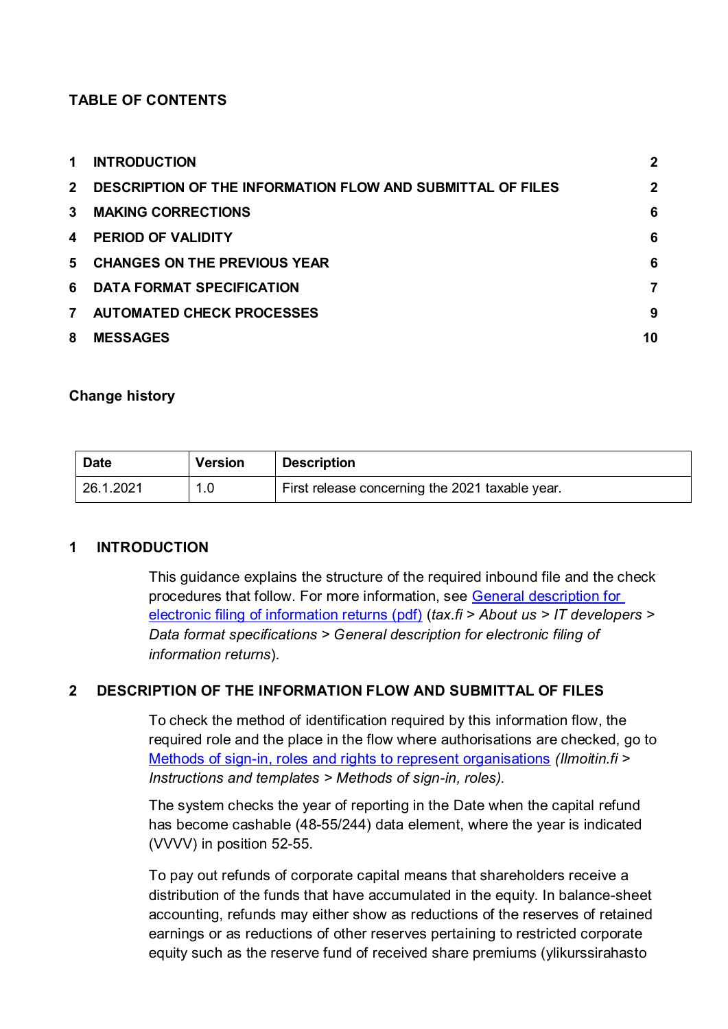**TABLE OF CONTENTS**

| | | |
|---|---|---|
| 1 | INTRODUCTION | 2 |
| 2 | DESCRIPTION OF THE INFORMATION FLOW AND SUBMITTAL OF FILES | 2 |
| 3 | MAKING CORRECTIONS | 6 |
| 4 | PERIOD OF VALIDITY | 6 |
| 5 | CHANGES ON THE PREVIOUS YEAR | 6 |
| 6 | DATA FORMAT SPECIFICATION | 7 |
| 7 | AUTOMATED CHECK PROCESSES | 9 |
| 8 | MESSAGES | 10 |

**Change history**

| Date | Version | Description |
|---|---|---|
| 26.1.2021 | 1.0 | First release concerning the 2021 taxable year. |

## 1 INTRODUCTION

This guidance explains the structure of the required inbound file and the check procedures that follow. For more information, see General description for electronic filing of information returns (pdf) (*tax.fi > About us > IT developers > Data format specifications > General description for electronic filing of information returns*).

## 2 DESCRIPTION OF THE INFORMATION FLOW AND SUBMITTAL OF FILES

To check the method of identification required by this information flow, the required role and the place in the flow where authorisations are checked, go to Methods of sign-in, roles and rights to represent organisations *(Ilmoitin.fi > Instructions and templates > Methods of sign-in, roles).*

The system checks the year of reporting in the Date when the capital refund has become cashable (48-55/244) data element, where the year is indicated (VVVV) in position 52-55.

To pay out refunds of corporate capital means that shareholders receive a distribution of the funds that have accumulated in the equity. In balance-sheet accounting, refunds may either show as reductions of the reserves of retained earnings or as reductions of other reserves pertaining to restricted corporate equity such as the reserve fund of received share premiums (ylikurssirahasto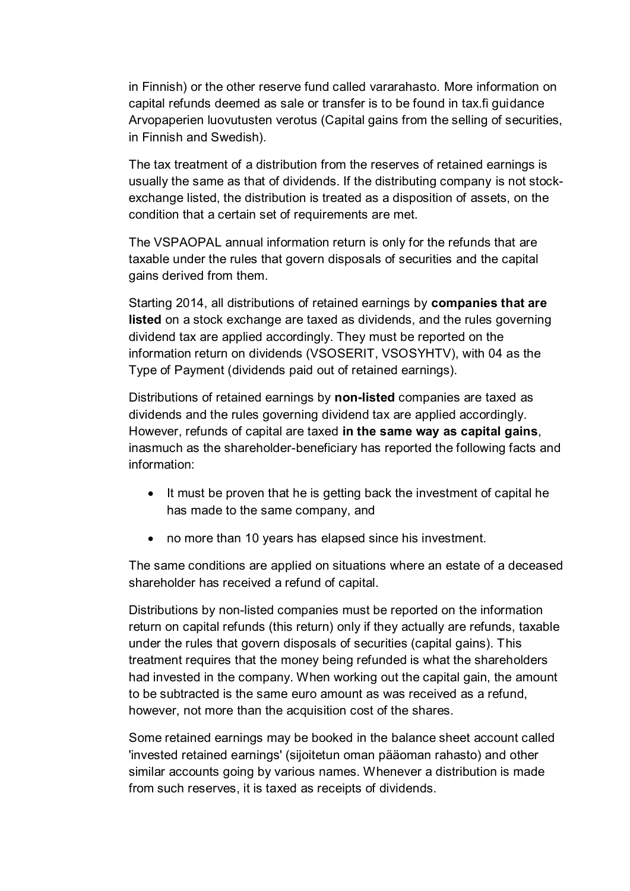in Finnish) or the other reserve fund called vararahasto. More information on capital refunds deemed as sale or transfer is to be found in tax.fi guidance Arvopaperien luovutusten verotus (Capital gains from the selling of securities, in Finnish and Swedish).

The tax treatment of a distribution from the reserves of retained earnings is usually the same as that of dividends. If the distributing company is not stock-exchange listed, the distribution is treated as a disposition of assets, on the condition that a certain set of requirements are met.

The VSPAOPAL annual information return is only for the refunds that are taxable under the rules that govern disposals of securities and the capital gains derived from them.

Starting 2014, all distributions of retained earnings by **companies that are listed** on a stock exchange are taxed as dividends, and the rules governing dividend tax are applied accordingly. They must be reported on the information return on dividends (VSOSERIT, VSOSYHTV), with 04 as the Type of Payment (dividends paid out of retained earnings).

Distributions of retained earnings by **non-listed** companies are taxed as dividends and the rules governing dividend tax are applied accordingly. However, refunds of capital are taxed **in the same way as capital gains**, inasmuch as the shareholder-beneficiary has reported the following facts and information:

- It must be proven that he is getting back the investment of capital he has made to the same company, and
- no more than 10 years has elapsed since his investment.

The same conditions are applied on situations where an estate of a deceased shareholder has received a refund of capital.

Distributions by non-listed companies must be reported on the information return on capital refunds (this return) only if they actually are refunds, taxable under the rules that govern disposals of securities (capital gains). This treatment requires that the money being refunded is what the shareholders had invested in the company. When working out the capital gain, the amount to be subtracted is the same euro amount as was received as a refund, however, not more than the acquisition cost of the shares.

Some retained earnings may be booked in the balance sheet account called 'invested retained earnings' (sijoitetun oman pääoman rahasto) and other similar accounts going by various names. Whenever a distribution is made from such reserves, it is taxed as receipts of dividends.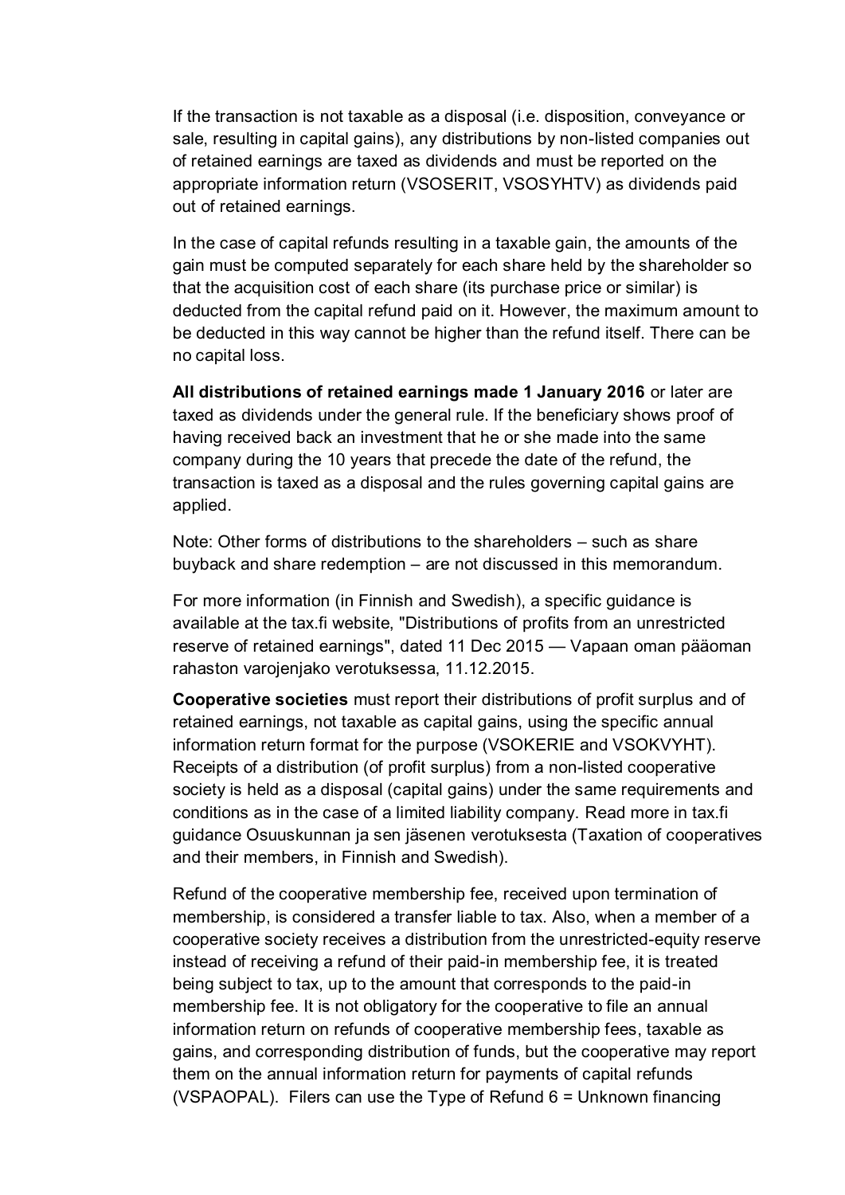If the transaction is not taxable as a disposal (i.e. disposition, conveyance or sale, resulting in capital gains), any distributions by non-listed companies out of retained earnings are taxed as dividends and must be reported on the appropriate information return (VSOSERIT, VSOSYHTV) as dividends paid out of retained earnings.

In the case of capital refunds resulting in a taxable gain, the amounts of the gain must be computed separately for each share held by the shareholder so that the acquisition cost of each share (its purchase price or similar) is deducted from the capital refund paid on it. However, the maximum amount to be deducted in this way cannot be higher than the refund itself. There can be no capital loss.

**All distributions of retained earnings made 1 January 2016** or later are taxed as dividends under the general rule. If the beneficiary shows proof of having received back an investment that he or she made into the same company during the 10 years that precede the date of the refund, the transaction is taxed as a disposal and the rules governing capital gains are applied.

Note: Other forms of distributions to the shareholders – such as share buyback and share redemption – are not discussed in this memorandum.

For more information (in Finnish and Swedish), a specific guidance is available at the tax.fi website, "Distributions of profits from an unrestricted reserve of retained earnings", dated 11 Dec 2015 — Vapaan oman pääoman rahaston varojenjako verotuksessa, 11.12.2015.

**Cooperative societies** must report their distributions of profit surplus and of retained earnings, not taxable as capital gains, using the specific annual information return format for the purpose (VSOKERIE and VSOKVYHT). Receipts of a distribution (of profit surplus) from a non-listed cooperative society is held as a disposal (capital gains) under the same requirements and conditions as in the case of a limited liability company. Read more in tax.fi guidance Osuuskunnan ja sen jäsenen verotuksesta (Taxation of cooperatives and their members, in Finnish and Swedish).

Refund of the cooperative membership fee, received upon termination of membership, is considered a transfer liable to tax. Also, when a member of a cooperative society receives a distribution from the unrestricted-equity reserve instead of receiving a refund of their paid-in membership fee, it is treated being subject to tax, up to the amount that corresponds to the paid-in membership fee. It is not obligatory for the cooperative to file an annual information return on refunds of cooperative membership fees, taxable as gains, and corresponding distribution of funds, but the cooperative may report them on the annual information return for payments of capital refunds (VSPAOPAL). Filers can use the Type of Refund 6 = Unknown financing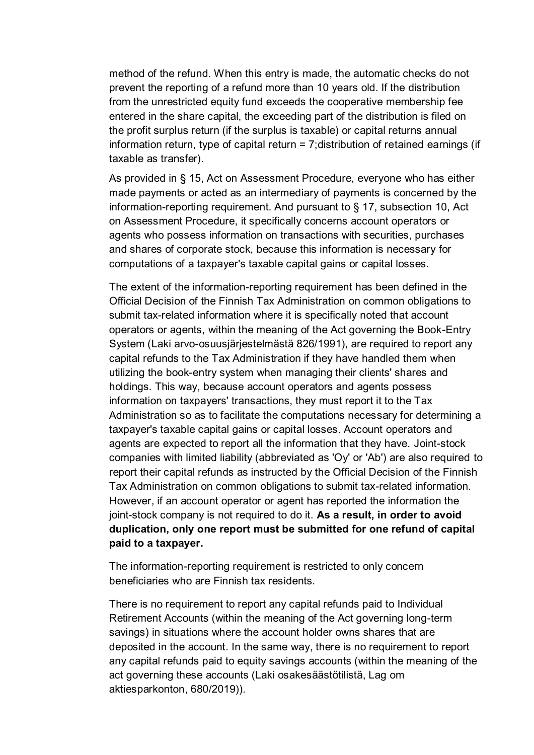method of the refund. When this entry is made, the automatic checks do not prevent the reporting of a refund more than 10 years old. If the distribution from the unrestricted equity fund exceeds the cooperative membership fee entered in the share capital, the exceeding part of the distribution is filed on the profit surplus return (if the surplus is taxable) or capital returns annual information return, type of capital return = 7;distribution of retained earnings (if taxable as transfer).

As provided in § 15, Act on Assessment Procedure, everyone who has either made payments or acted as an intermediary of payments is concerned by the information-reporting requirement. And pursuant to § 17, subsection 10, Act on Assessment Procedure, it specifically concerns account operators or agents who possess information on transactions with securities, purchases and shares of corporate stock, because this information is necessary for computations of a taxpayer's taxable capital gains or capital losses.

The extent of the information-reporting requirement has been defined in the Official Decision of the Finnish Tax Administration on common obligations to submit tax-related information where it is specifically noted that account operators or agents, within the meaning of the Act governing the Book-Entry System (Laki arvo-osuusjärjestelmästä 826/1991), are required to report any capital refunds to the Tax Administration if they have handled them when utilizing the book-entry system when managing their clients' shares and holdings. This way, because account operators and agents possess information on taxpayers' transactions, they must report it to the Tax Administration so as to facilitate the computations necessary for determining a taxpayer's taxable capital gains or capital losses. Account operators and agents are expected to report all the information that they have. Joint-stock companies with limited liability (abbreviated as 'Oy' or 'Ab') are also required to report their capital refunds as instructed by the Official Decision of the Finnish Tax Administration on common obligations to submit tax-related information. However, if an account operator or agent has reported the information the joint-stock company is not required to do it. **As a result, in order to avoid duplication, only one report must be submitted for one refund of capital paid to a taxpayer.**

The information-reporting requirement is restricted to only concern beneficiaries who are Finnish tax residents.

There is no requirement to report any capital refunds paid to Individual Retirement Accounts (within the meaning of the Act governing long-term savings) in situations where the account holder owns shares that are deposited in the account. In the same way, there is no requirement to report any capital refunds paid to equity savings accounts (within the meaning of the act governing these accounts (Laki osakesäästötilistä, Lag om aktiesparkonton, 680/2019)).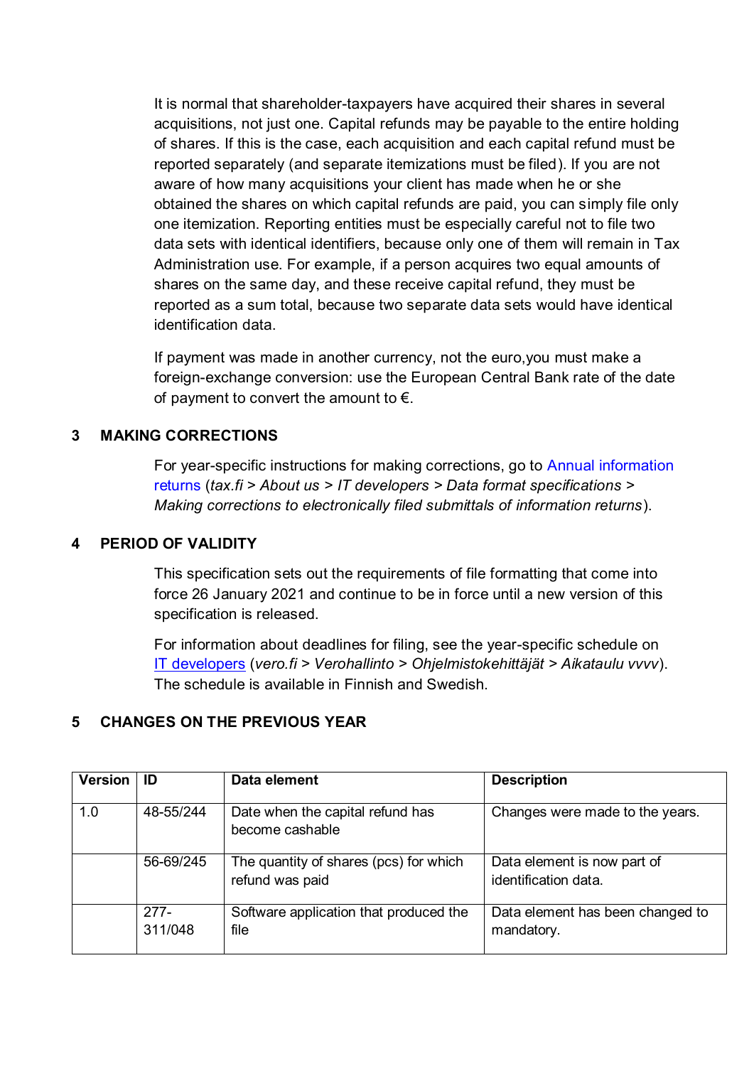It is normal that shareholder-taxpayers have acquired their shares in several acquisitions, not just one. Capital refunds may be payable to the entire holding of shares. If this is the case, each acquisition and each capital refund must be reported separately (and separate itemizations must be filed). If you are not aware of how many acquisitions your client has made when he or she obtained the shares on which capital refunds are paid, you can simply file only one itemization. Reporting entities must be especially careful not to file two data sets with identical identifiers, because only one of them will remain in Tax Administration use. For example, if a person acquires two equal amounts of shares on the same day, and these receive capital refund, they must be reported as a sum total, because two separate data sets would have identical identification data.

If payment was made in another currency, not the euro,you must make a foreign-exchange conversion: use the European Central Bank rate of the date of payment to convert the amount to €.

## 3 MAKING CORRECTIONS

For year-specific instructions for making corrections, go to Annual information returns (*tax.fi > About us > IT developers > Data format specifications > Making corrections to electronically filed submittals of information returns*).

## 4 PERIOD OF VALIDITY

This specification sets out the requirements of file formatting that come into force 26 January 2021 and continue to be in force until a new version of this specification is released.

For information about deadlines for filing, see the year-specific schedule on IT developers (*vero.fi > Verohallinto > Ohjelmistokehittäjät > Aikataulu vvvv*). The schedule is available in Finnish and Swedish.

## 5 CHANGES ON THE PREVIOUS YEAR

| Version | ID | Data element | Description |
|---|---|---|---|
| 1.0 | 48-55/244 | Date when the capital refund has become cashable | Changes were made to the years. |
| | 56-69/245 | The quantity of shares (pcs) for which refund was paid | Data element is now part of identification data. |
| | 277-311/048 | Software application that produced the file | Data element has been changed to mandatory. |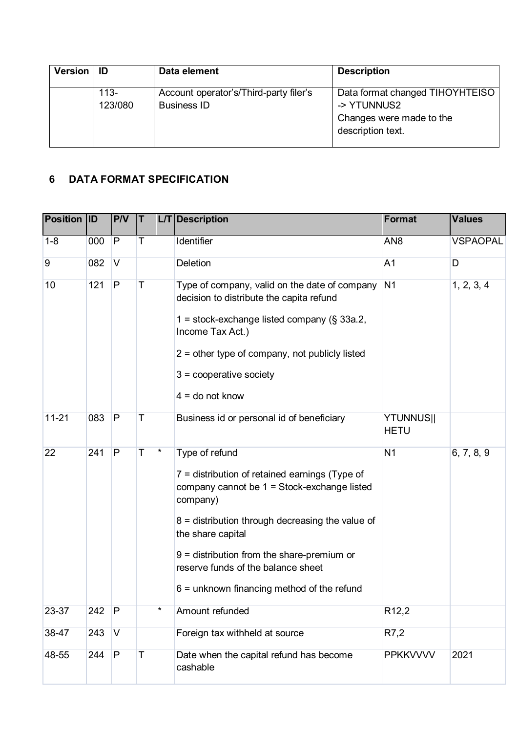| Version | ID | Data element | Description |
|---|---|---|---|
| | 113-123/080 | Account operator's/Third-party filer's Business ID | Data format changed TIHOYHTEISO -> YTUNNUS2<br>Changes were made to the description text. |

## 6 DATA FORMAT SPECIFICATION

| Position | ID | P/V | T | L/T | Description | Format | Values |
|---|---|---|---|---|---|---|---|
| 1-8 | 000 | P | T | | Identifier | AN8 | VSPAOPAL |
| 9 | 082 | V | | | Deletion | A1 | D |
| 10 | 121 | P | T | | Type of company, valid on the date of company decision to distribute the capita refund<br><br>1 = stock-exchange listed company (§ 33a.2, Income Tax Act.)<br><br>2 = other type of company, not publicly listed<br><br>3 = cooperative society<br><br>4 = do not know | N1 | 1, 2, 3, 4 |
| 11-21 | 083 | P | T | | Business id or personal id of beneficiary | YTUNNUS\|\|HETU | |
| 22 | 241 | P | T | * | Type of refund<br><br>7 = distribution of retained earnings (Type of company cannot be 1 = Stock-exchange listed company)<br><br>8 = distribution through decreasing the value of the share capital<br><br>9 = distribution from the share-premium or reserve funds of the balance sheet<br><br>6 = unknown financing method of the refund | N1 | 6, 7, 8, 9 |
| 23-37 | 242 | P | | * | Amount refunded | R12,2 | |
| 38-47 | 243 | V | | | Foreign tax withheld at source | R7,2 | |
| 48-55 | 244 | P | T | | Date when the capital refund has become cashable | PPKKVVVV | 2021 |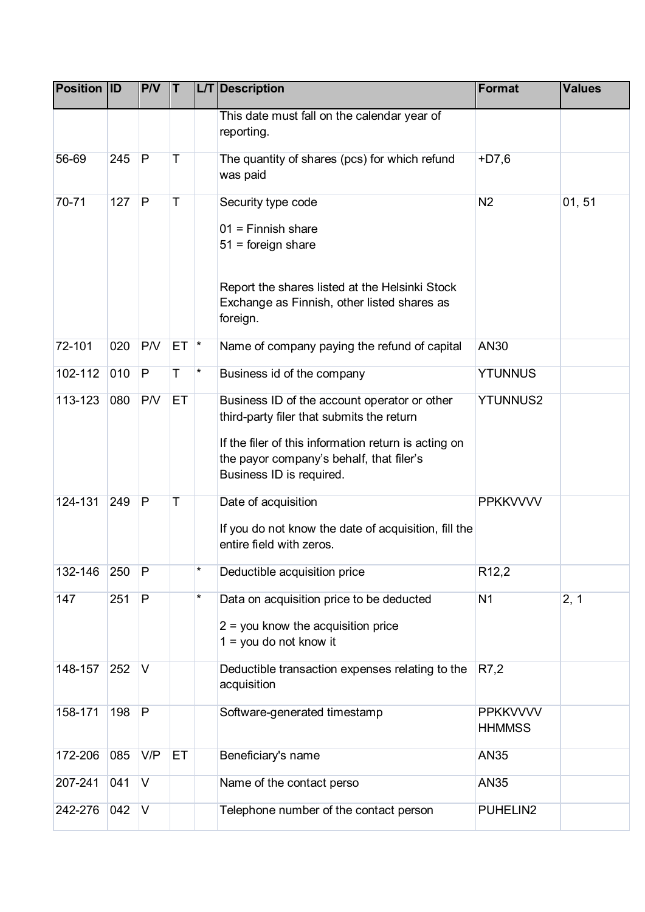| Position | ID | P/V | T | L/T | Description | Format | Values |
|---|---|---|---|---|---|---|---|
| | | | | | This date must fall on the calendar year of reporting. | | |
| 56-69 | 245 | P | T | | The quantity of shares (pcs) for which refund was paid | +D7,6 | |
| 70-71 | 127 | P | T | | Security type code<br><br>01 = Finnish share<br>51 = foreign share<br><br>Report the shares listed at the Helsinki Stock Exchange as Finnish, other listed shares as foreign. | N2 | 01, 51 |
| 72-101 | 020 | P/V | ET | * | Name of company paying the refund of capital | AN30 | |
| 102-112 | 010 | P | T | * | Business id of the company | YTUNNUS | |
| 113-123 | 080 | P/V | ET | | Business ID of the account operator or other third-party filer that submits the return<br><br>If the filer of this information return is acting on the payor company's behalf, that filer's Business ID is required. | YTUNNUS2 | |
| 124-131 | 249 | P | T | | Date of acquisition<br><br>If you do not know the date of acquisition, fill the entire field with zeros. | PPKKVVVV | |
| 132-146 | 250 | P | | * | Deductible acquisition price | R12,2 | |
| 147 | 251 | P | | * | Data on acquisition price to be deducted<br><br>2 = you know the acquisition price<br>1 = you do not know it | N1 | 2, 1 |
| 148-157 | 252 | V | | | Deductible transaction expenses relating to the acquisition | R7,2 | |
| 158-171 | 198 | P | | | Software-generated timestamp | PPKKVVVV HHMMSS | |
| 172-206 | 085 | V/P | ET | | Beneficiary's name | AN35 | |
| 207-241 | 041 | V | | | Name of the contact perso | AN35 | |
| 242-276 | 042 | V | | | Telephone number of the contact person | PUHELIN2 | |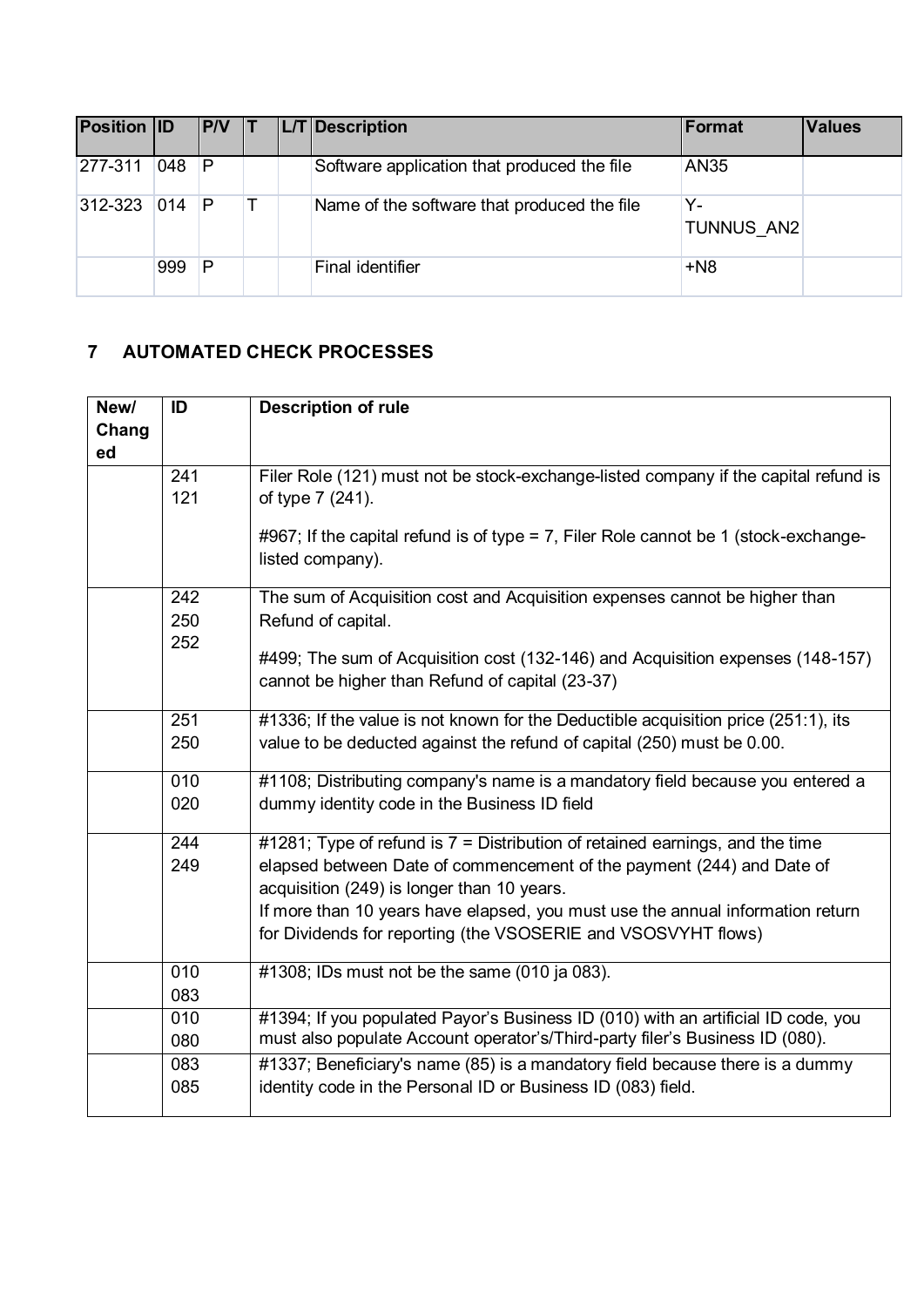| Position | ID | P/V | T | L/T | Description | Format | Values |
|---|---|---|---|---|---|---|---|
| 277-311 | 048 | P | | | Software application that produced the file | AN35 | |
| 312-323 | 014 | P | T | | Name of the software that produced the file | Y-TUNNUS_AN2 | |
| | 999 | P | | | Final identifier | +N8 | |

## 7 AUTOMATED CHECK PROCESSES

| New/ Changed | ID | Description of rule |
|---|---|---|
| | 241<br>121 | Filer Role (121) must not be stock-exchange-listed company if the capital refund is of type 7 (241).<br><br>#967; If the capital refund is of type = 7, Filer Role cannot be 1 (stock-exchange-listed company). |
| | 242<br>250<br>252 | The sum of Acquisition cost and Acquisition expenses cannot be higher than Refund of capital.<br><br>#499; The sum of Acquisition cost (132-146) and Acquisition expenses (148-157) cannot be higher than Refund of capital (23-37) |
| | 251<br>250 | #1336; If the value is not known for the Deductible acquisition price (251:1), its value to be deducted against the refund of capital (250) must be 0.00. |
| | 010<br>020 | #1108; Distributing company's name is a mandatory field because you entered a dummy identity code in the Business ID field |
| | 244<br>249 | #1281; Type of refund is 7 = Distribution of retained earnings, and the time elapsed between Date of commencement of the payment (244) and Date of acquisition (249) is longer than 10 years.<br>If more than 10 years have elapsed, you must use the annual information return for Dividends for reporting (the VSOSERIE and VSOSVYHT flows) |
| | 010<br>083 | #1308; IDs must not be the same (010 ja 083). |
| | 010<br>080 | #1394; If you populated Payor's Business ID (010) with an artificial ID code, you must also populate Account operator's/Third-party filer's Business ID (080). |
| | 083<br>085 | #1337; Beneficiary's name (85) is a mandatory field because there is a dummy identity code in the Personal ID or Business ID (083) field. |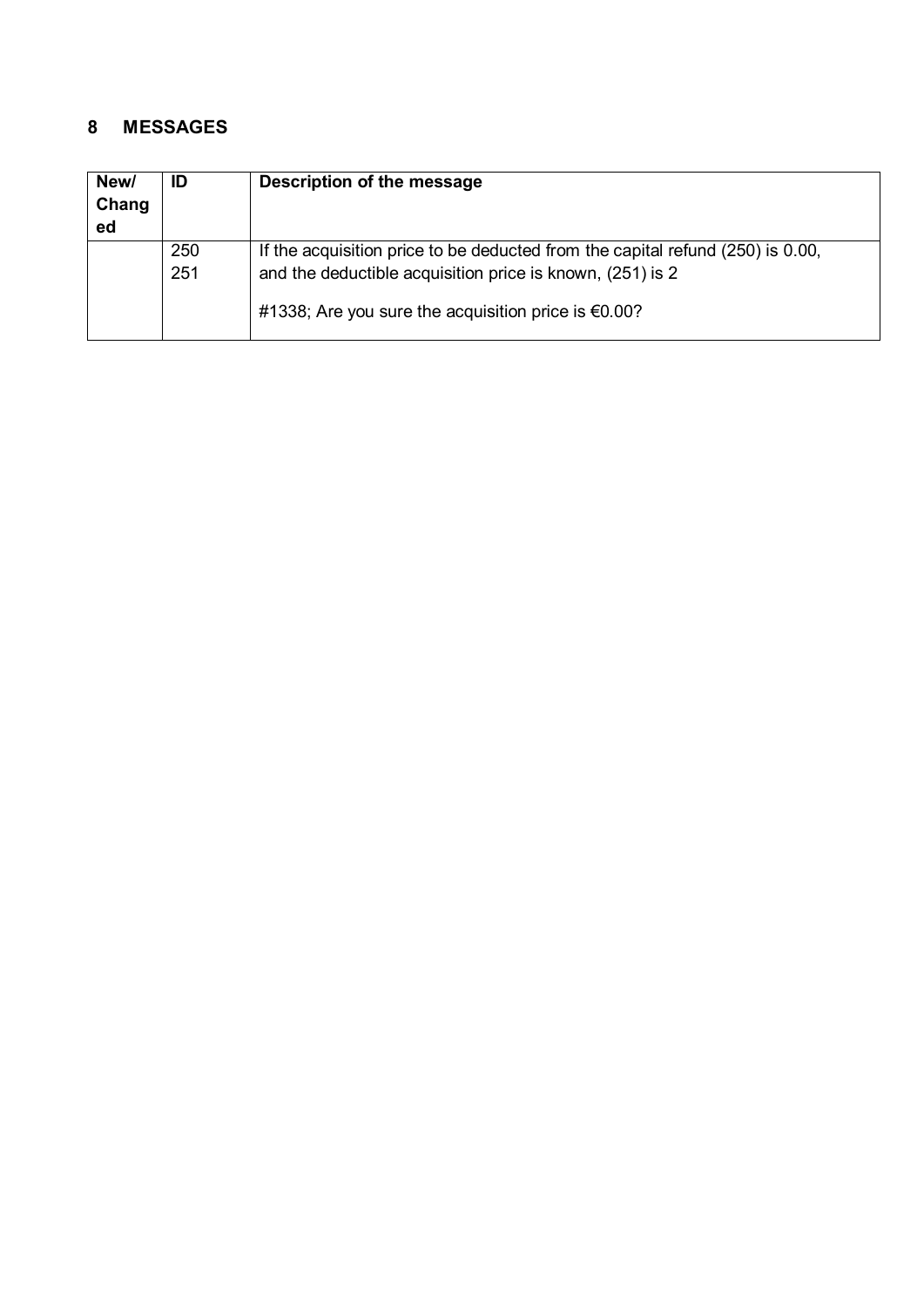## 8 MESSAGES

| New/ Changed | ID | Description of the message |
| --- | --- | --- |
| | 250<br>251 | If the acquisition price to be deducted from the capital refund (250) is 0.00, and the deductible acquisition price is known, (251) is 2<br><br>#1338; Are you sure the acquisition price is €0.00? |